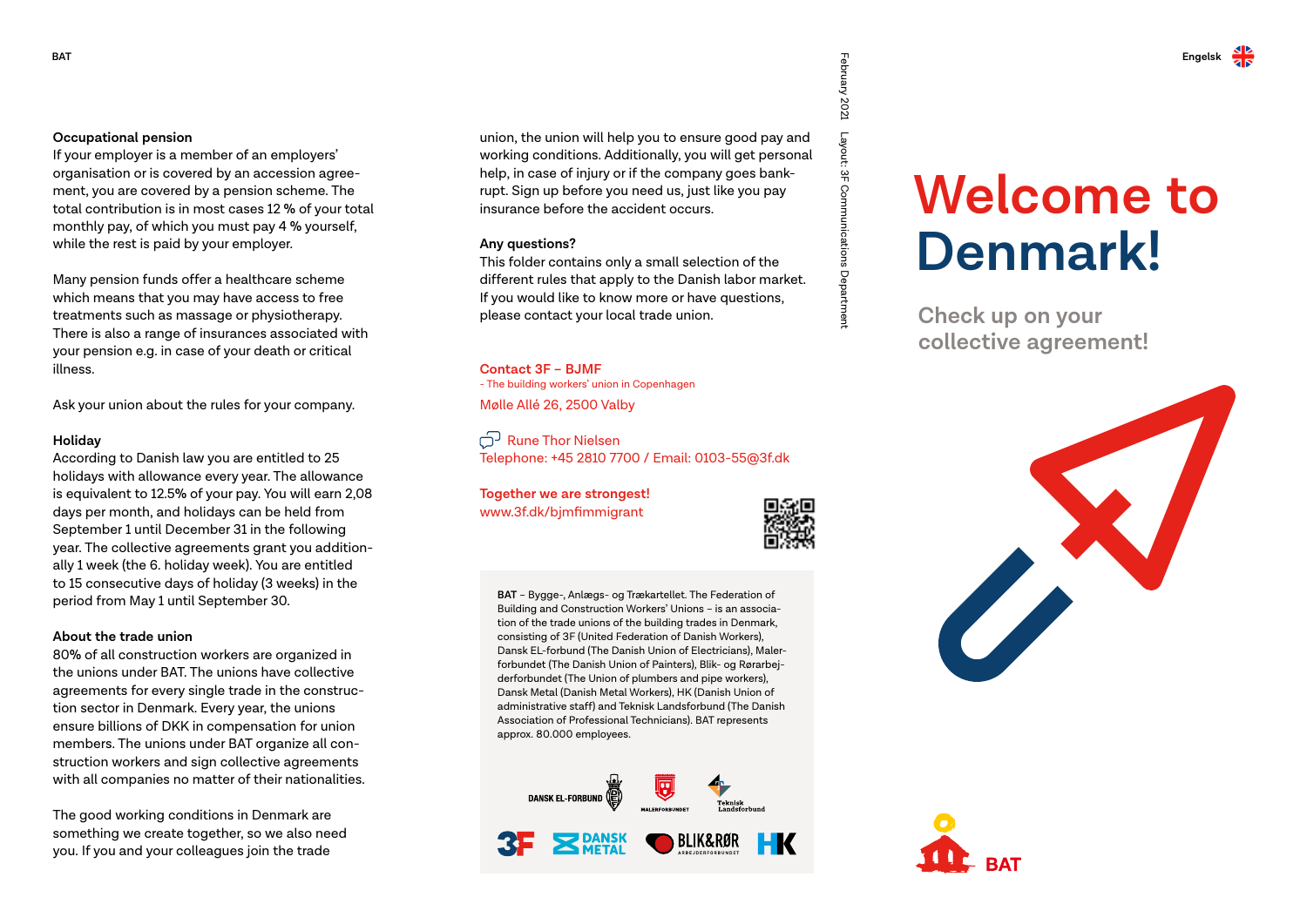## Occupational pension

If your employer is a member of an employers' organisation or is covered by an accession agreement, you are covered by a pension scheme. The total contribution is in most cases 12 % of your total monthly pay, of which you must pay 4 % yourself, while the rest is paid by your employer.

Many pension funds offer a healthcare scheme which means that you may have access to free treatments such as massage or physiotherapy. There is also a range of insurances associated with your pension e.g. in case of your death or critical illness.

Ask your union about the rules for your company.

## Holiday

According to Danish law you are entitled to 25 holidays with allowance every year. The allowance is equivalent to 12.5% of your pay. You will earn 2,08 days per month, and holidays can be held from September 1 until December 31 in the following year. The collective agreements grant you additionally 1 week (the 6. holiday week). You are entitled to 15 consecutive days of holiday (3 weeks) in the period from May 1 until September 30.

## About the trade union

80% of all construction workers are organized in the unions under BAT. The unions have collective agreements for every single trade in the construction sector in Denmark. Every year, the unions ensure billions of DKK in compensation for union members. The unions under BAT organize all construction workers and sign collective agreements with all companies no matter of their nationalities.

The good working conditions in Denmark are something we create together, so we also need you. If you and your colleagues join the trade union, the union will help you to ensure good pay and working conditions. Additionally, you will get personal help, in case of injury or if the company goes bankrupt. Sign up before you need us, just like you pay insurance before the accident occurs.

## Any questions?

This folder contains only a small selection of the different rules that apply to the Danish labor market. If you would like to know more or have questions, please contact your local trade union.

**Contact 3F – BJMF**
- The building workers' union in Copenhagen

Mølle Allé 26, 2500 Valby

Rune Thor Nielsen
Telephone: +45 2810 7700 / Email: 0103-55@3f.dk

**Together we are strongest!**
www.3f.dk/bjmfimmigrant

**BAT** – Bygge-, Anlægs- og Trækartellet. The Federation of Building and Construction Workers' Unions – is an association of the trade unions of the building trades in Denmark, consisting of 3F (United Federation of Danish Workers), Dansk EL-forbund (The Danish Union of Electricians), Malerforbundet (The Danish Union of Painters), Blik- og Rørarbejderforbundet (The Union of plumbers and pipe workers), Dansk Metal (Danish Metal Workers), HK (Danish Union of administrative staff) and Teknisk Landsforbund (The Danish Association of Professional Technicians). BAT represents approx. 80.000 employees.

February 2021 Layout: 3F Communications Department

Engelsk

# Welcome to Denmark!

## Check up on your collective agreement!

BAT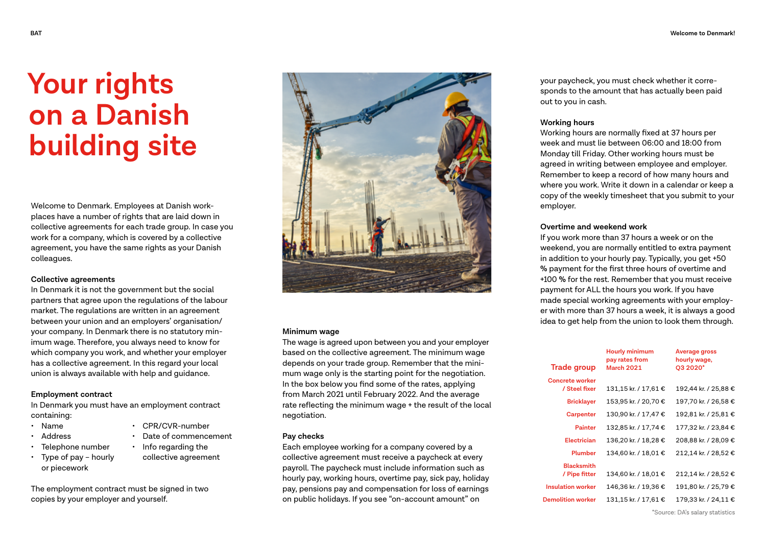# Your rights on a Danish building site

Welcome to Denmark. Employees at Danish workplaces have a number of rights that are laid down in collective agreements for each trade group. In case you work for a company, which is covered by a collective agreement, you have the same rights as your Danish colleagues.

### Collective agreements

In Denmark it is not the government but the social partners that agree upon the regulations of the labour market. The regulations are written in an agreement between your union and an employers' organisation/ your company. In Denmark there is no statutory minimum wage. Therefore, you always need to know for which company you work, and whether your employer has a collective agreement. In this regard your local union is always available with help and guidance.

### Employment contract

In Denmark you must have an employment contract containing:

- Name
- Address
- Telephone number
- Type of pay – hourly or piecework
- CPR/CVR-number
- Date of commencement
- Info regarding the collective agreement

The employment contract must be signed in two copies by your employer and yourself.

### Minimum wage

The wage is agreed upon between you and your employer based on the collective agreement. The minimum wage depends on your trade group. Remember that the minimum wage only is the starting point for the negotiation. In the box below you find some of the rates, applying from March 2021 until February 2022. And the average rate reflecting the minimum wage + the result of the local negotiation.

### Pay checks

Each employee working for a company covered by a collective agreement must receive a paycheck at every payroll. The paycheck must include information such as hourly pay, working hours, overtime pay, sick pay, holiday pay, pensions pay and compensation for loss of earnings on public holidays. If you see "on-account amount" on your paycheck, you must check whether it corresponds to the amount that has actually been paid out to you in cash.

### Working hours

Working hours are normally fixed at 37 hours per week and must lie between 06:00 and 18:00 from Monday till Friday. Other working hours must be agreed in writing between employee and employer. Remember to keep a record of how many hours and where you work. Write it down in a calendar or keep a copy of the weekly timesheet that you submit to your employer.

### Overtime and weekend work

If you work more than 37 hours a week or on the weekend, you are normally entitled to extra payment in addition to your hourly pay. Typically, you get +50 % payment for the first three hours of overtime and +100 % for the rest. Remember that you must receive payment for ALL the hours you work. If you have made special working agreements with your employer with more than 37 hours a week, it is always a good idea to get help from the union to look them through.

| Trade group | Hourly minimum pay rates from March 2021 | Average gross hourly wage, Q3 2020* |
|---|---|---|
| Concrete worker / Steel fixer | 131,15 kr. / 17,61 € | 192,44 kr. / 25,88 € |
| Bricklayer | 153,95 kr. / 20,70 € | 197,70 kr. / 26,58 € |
| Carpenter | 130,90 kr. / 17,47 € | 192,81 kr. / 25,81 € |
| Painter | 132,85 kr. / 17,74 € | 177,32 kr. / 23,84 € |
| Electrician | 136,20 kr. / 18,28 € | 208,88 kr. / 28,09 € |
| Plumber | 134,60 kr. / 18,01 € | 212,14 kr. / 28,52 € |
| Blacksmith / Pipe fitter | 134,60 kr. / 18,01 € | 212,14 kr. / 28,52 € |
| Insulation worker | 146,36 kr. / 19,36 € | 191,80 kr. / 25,79 € |
| Demolition worker | 131,15 kr. / 17,61 € | 179,33 kr. / 24,11 € |

*Source: DA's salary statistics